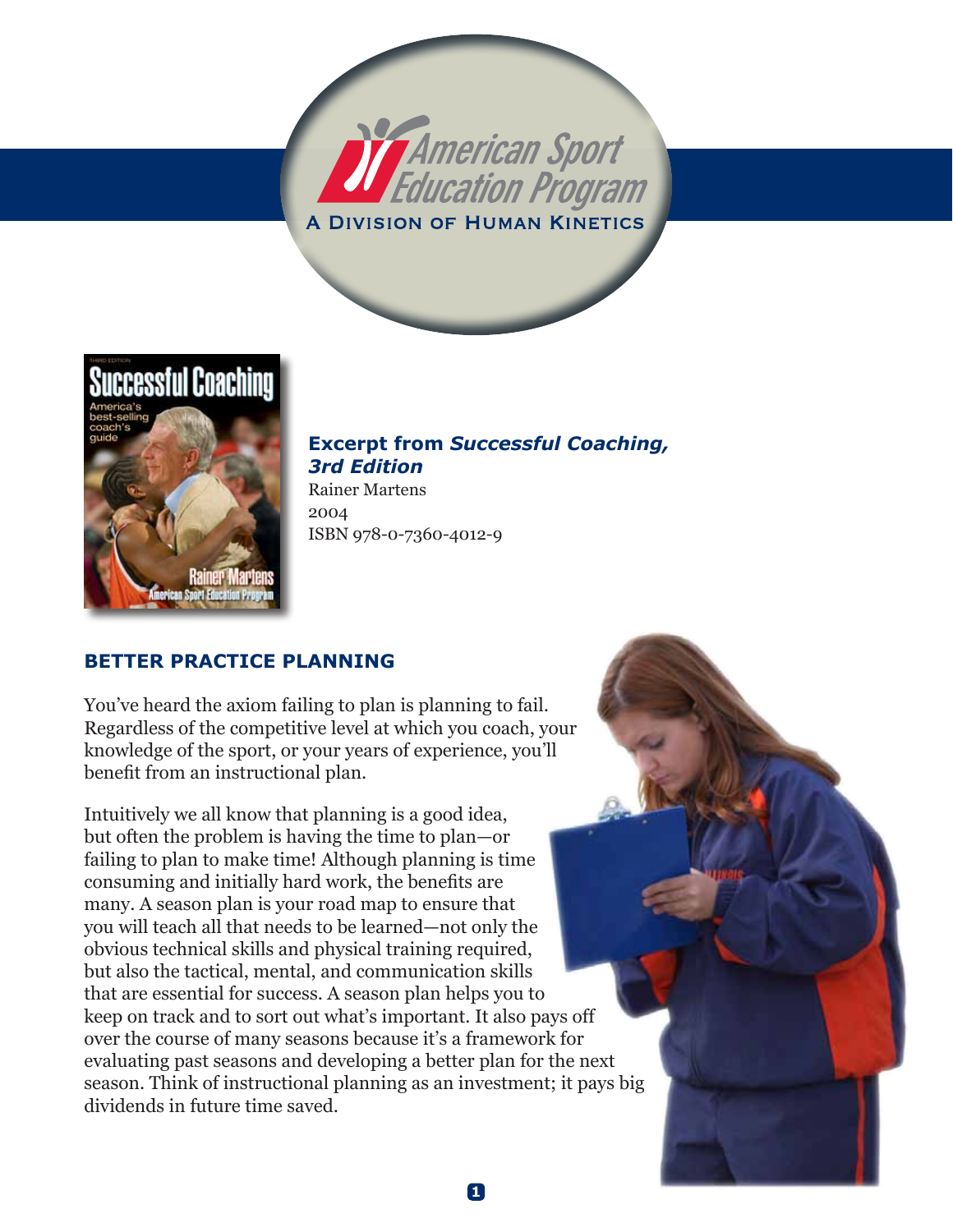American Sport Education Program

A Division of Human Kinetics

**Excerpt from *Successful Coaching, 3rd Edition***

Rainer Martens

2004

ISBN 978-0-7360-4012-9

## BETTER PRACTICE PLANNING

You've heard the axiom failing to plan is planning to fail. Regardless of the competitive level at which you coach, your knowledge of the sport, or your years of experience, you'll benefit from an instructional plan.

Intuitively we all know that planning is a good idea, but often the problem is having the time to plan—or failing to plan to make time! Although planning is time consuming and initially hard work, the benefits are many. A season plan is your road map to ensure that you will teach all that needs to be learned—not only the obvious technical skills and physical training required, but also the tactical, mental, and communication skills that are essential for success. A season plan helps you to keep on track and to sort out what's important. It also pays off over the course of many seasons because it's a framework for evaluating past seasons and developing a better plan for the next season. Think of instructional planning as an investment; it pays big dividends in future time saved.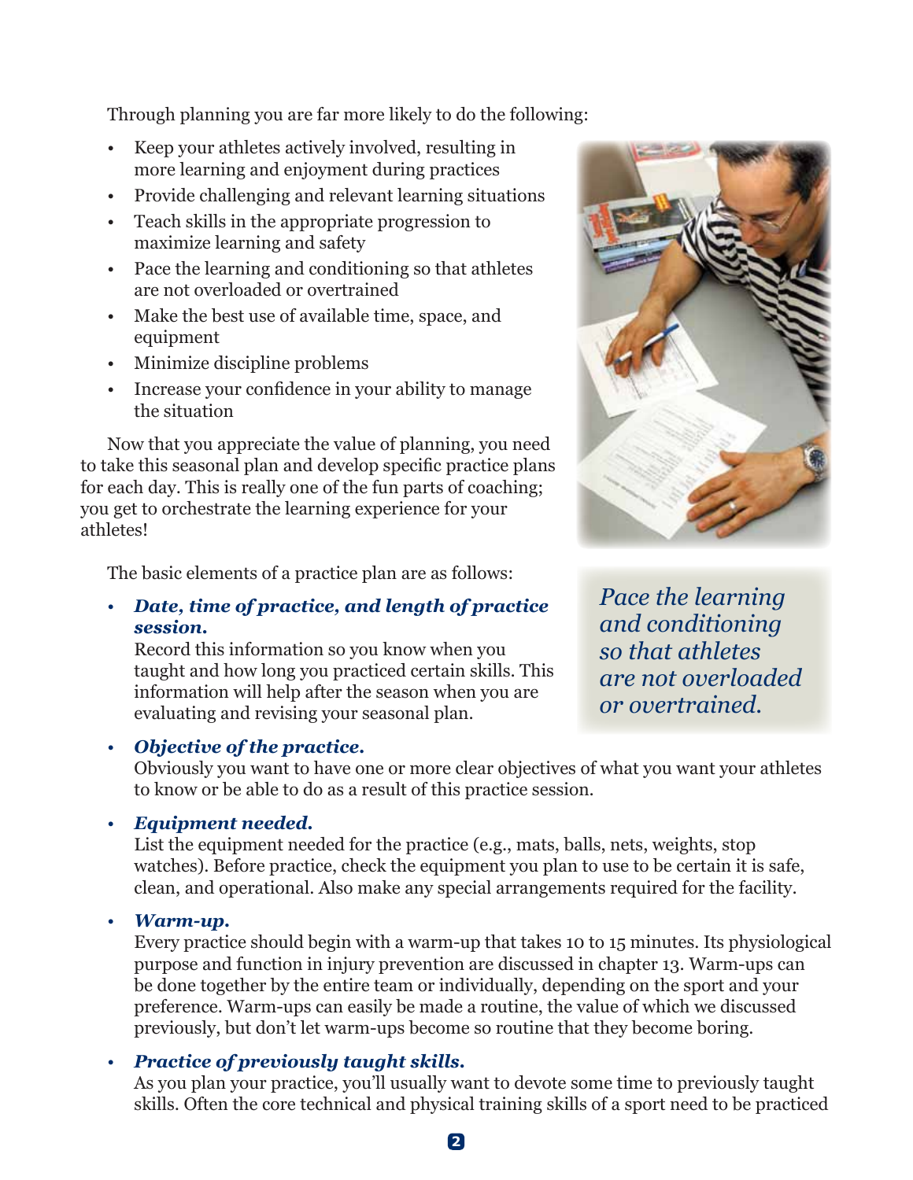Through planning you are far more likely to do the following:

- Keep your athletes actively involved, resulting in more learning and enjoyment during practices
- Provide challenging and relevant learning situations
- Teach skills in the appropriate progression to maximize learning and safety
- Pace the learning and conditioning so that athletes are not overloaded or overtrained
- Make the best use of available time, space, and equipment
- Minimize discipline problems
- Increase your confidence in your ability to manage the situation

Now that you appreciate the value of planning, you need to take this seasonal plan and develop specific practice plans for each day. This is really one of the fun parts of coaching; you get to orchestrate the learning experience for your athletes!

*Pace the learning and conditioning so that athletes are not overloaded or overtrained.*

The basic elements of a practice plan are as follows:

- ***Date, time of practice, and length of practice session.***
  Record this information so you know when you taught and how long you practiced certain skills. This information will help after the season when you are evaluating and revising your seasonal plan.
- ***Objective of the practice.***
  Obviously you want to have one or more clear objectives of what you want your athletes to know or be able to do as a result of this practice session.
- ***Equipment needed.***
  List the equipment needed for the practice (e.g., mats, balls, nets, weights, stop watches). Before practice, check the equipment you plan to use to be certain it is safe, clean, and operational. Also make any special arrangements required for the facility.
- ***Warm-up.***
  Every practice should begin with a warm-up that takes 10 to 15 minutes. Its physiological purpose and function in injury prevention are discussed in chapter 13. Warm-ups can be done together by the entire team or individually, depending on the sport and your preference. Warm-ups can easily be made a routine, the value of which we discussed previously, but don't let warm-ups become so routine that they become boring.
- ***Practice of previously taught skills.***
  As you plan your practice, you'll usually want to devote some time to previously taught skills. Often the core technical and physical training skills of a sport need to be practiced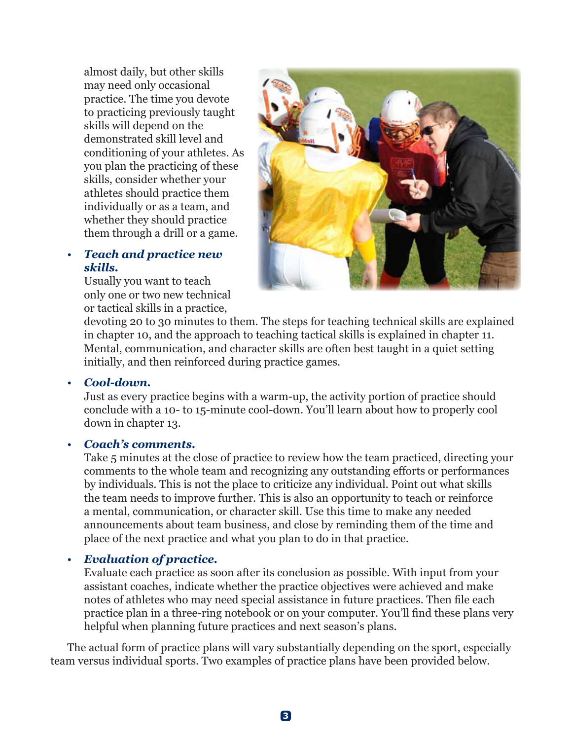almost daily, but other skills may need only occasional practice. The time you devote to practicing previously taught skills will depend on the demonstrated skill level and conditioning of your athletes. As you plan the practicing of these skills, consider whether your athletes should practice them individually or as a team, and whether they should practice them through a drill or a game.

- ***Teach and practice new skills.***
  Usually you want to teach only one or two new technical or tactical skills in a practice, devoting 20 to 30 minutes to them. The steps for teaching technical skills are explained in chapter 10, and the approach to teaching tactical skills is explained in chapter 11. Mental, communication, and character skills are often best taught in a quiet setting initially, and then reinforced during practice games.

- ***Cool-down.***
  Just as every practice begins with a warm-up, the activity portion of practice should conclude with a 10- to 15-minute cool-down. You'll learn about how to properly cool down in chapter 13.

- ***Coach's comments.***
  Take 5 minutes at the close of practice to review how the team practiced, directing your comments to the whole team and recognizing any outstanding efforts or performances by individuals. This is not the place to criticize any individual. Point out what skills the team needs to improve further. This is also an opportunity to teach or reinforce a mental, communication, or character skill. Use this time to make any needed announcements about team business, and close by reminding them of the time and place of the next practice and what you plan to do in that practice.

- ***Evaluation of practice.***
  Evaluate each practice as soon after its conclusion as possible. With input from your assistant coaches, indicate whether the practice objectives were achieved and make notes of athletes who may need special assistance in future practices. Then file each practice plan in a three-ring notebook or on your computer. You'll find these plans very helpful when planning future practices and next season's plans.

The actual form of practice plans will vary substantially depending on the sport, especially team versus individual sports. Two examples of practice plans have been provided below.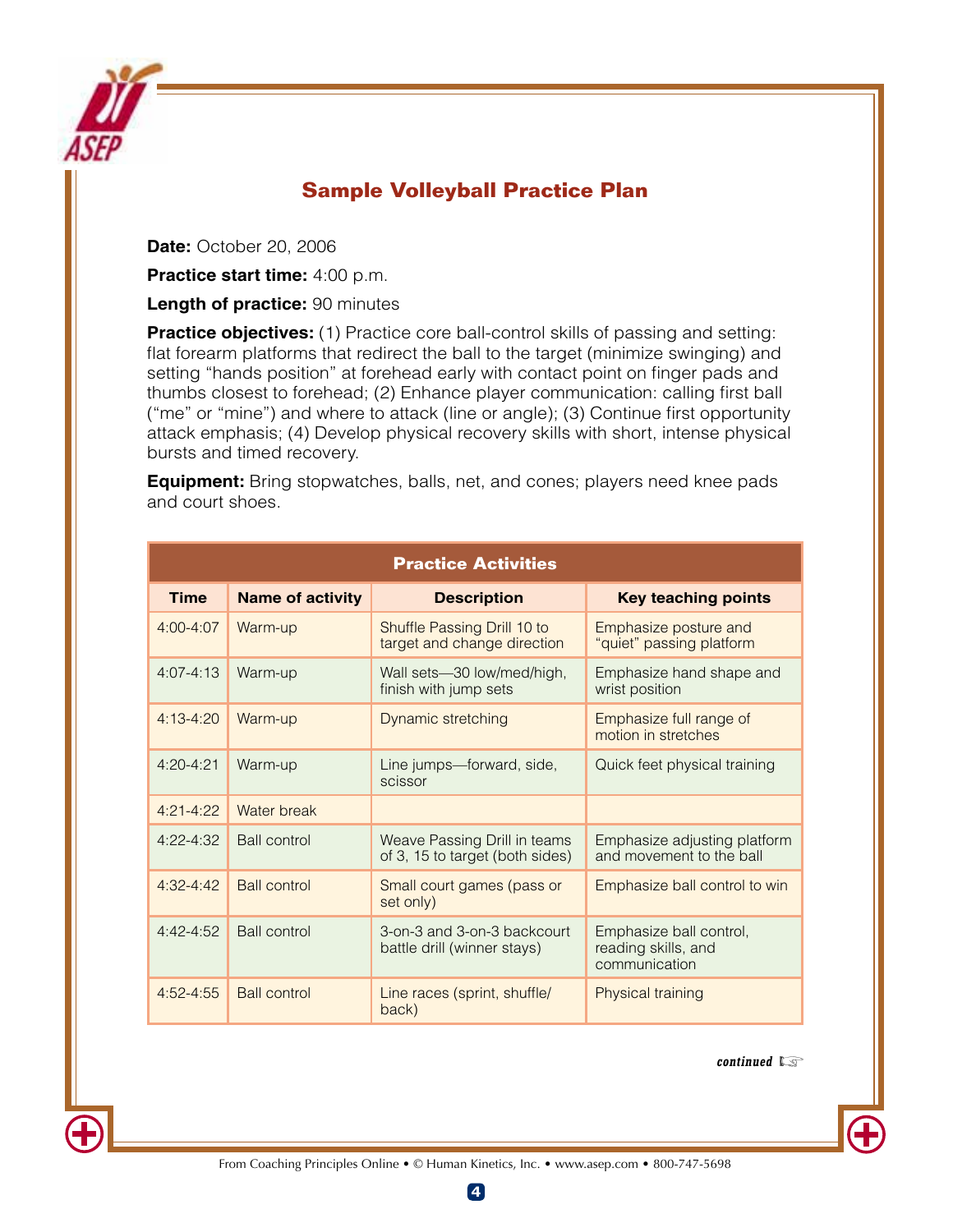## Sample Volleyball Practice Plan

**Date:** October 20, 2006

**Practice start time:** 4:00 p.m.

**Length of practice:** 90 minutes

**Practice objectives:** (1) Practice core ball-control skills of passing and setting: flat forearm platforms that redirect the ball to the target (minimize swinging) and setting "hands position" at forehead early with contact point on finger pads and thumbs closest to forehead; (2) Enhance player communication: calling first ball ("me" or "mine") and where to attack (line or angle); (3) Continue first opportunity attack emphasis; (4) Develop physical recovery skills with short, intense physical bursts and timed recovery.

**Equipment:** Bring stopwatches, balls, net, and cones; players need knee pads and court shoes.

| Practice Activities | | | |
|---|---|---|---|
| **Time** | **Name of activity** | **Description** | **Key teaching points** |
| 4:00-4:07 | Warm-up | Shuffle Passing Drill 10 to target and change direction | Emphasize posture and "quiet" passing platform |
| 4:07-4:13 | Warm-up | Wall sets—30 low/med/high, finish with jump sets | Emphasize hand shape and wrist position |
| 4:13-4:20 | Warm-up | Dynamic stretching | Emphasize full range of motion in stretches |
| 4:20-4:21 | Warm-up | Line jumps—forward, side, scissor | Quick feet physical training |
| 4:21-4:22 | Water break | | |
| 4:22-4:32 | Ball control | Weave Passing Drill in teams of 3, 15 to target (both sides) | Emphasize adjusting platform and movement to the ball |
| 4:32-4:42 | Ball control | Small court games (pass or set only) | Emphasize ball control to win |
| 4:42-4:52 | Ball control | 3-on-3 and 3-on-3 backcourt battle drill (winner stays) | Emphasize ball control, reading skills, and communication |
| 4:52-4:55 | Ball control | Line races (sprint, shuffle/back) | Physical training |

*continued*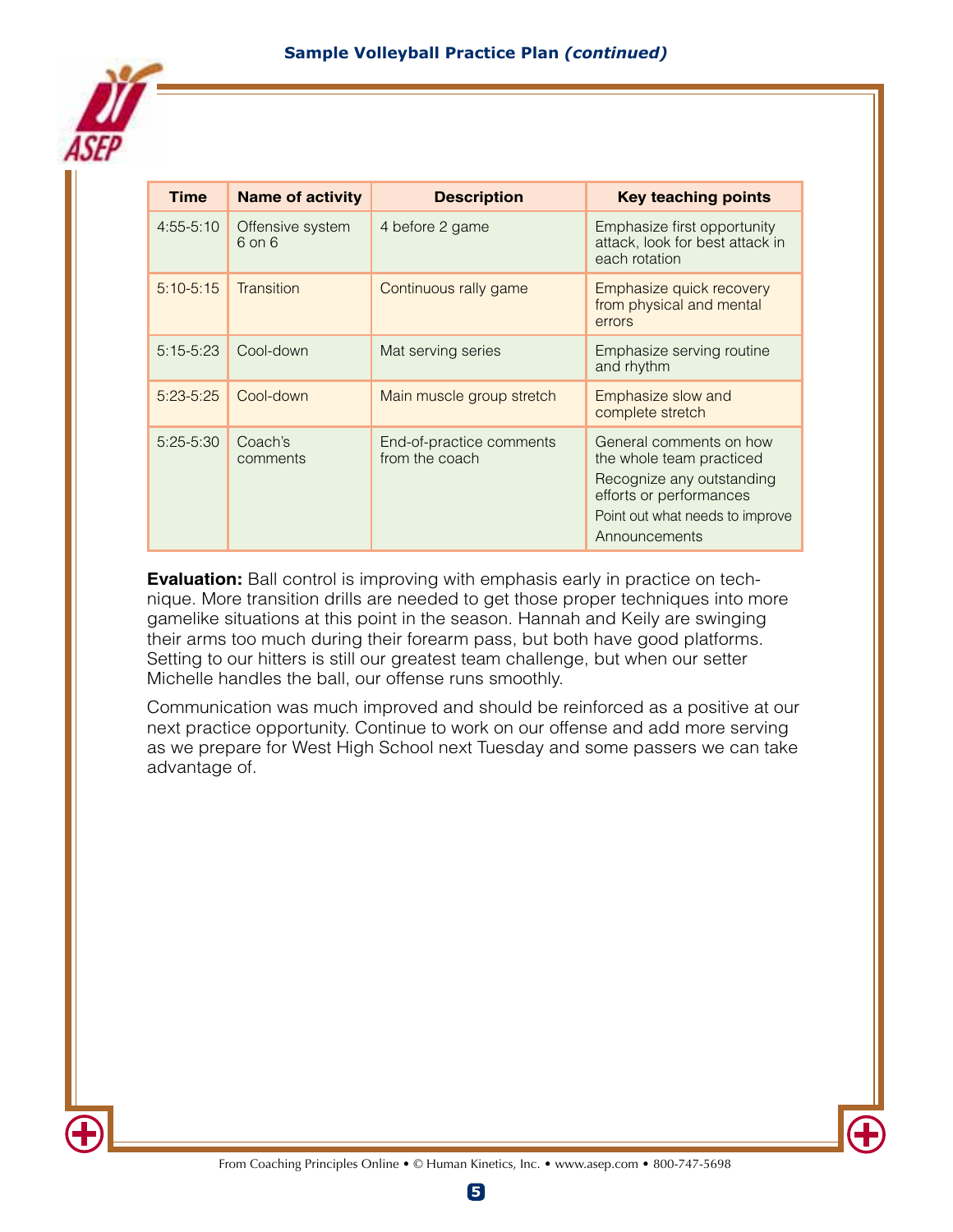## Sample Volleyball Practice Plan *(continued)*

| Time | Name of activity | Description | Key teaching points |
|---|---|---|---|
| 4:55-5:10 | Offensive system 6 on 6 | 4 before 2 game | Emphasize first opportunity attack, look for best attack in each rotation |
| 5:10-5:15 | Transition | Continuous rally game | Emphasize quick recovery from physical and mental errors |
| 5:15-5:23 | Cool-down | Mat serving series | Emphasize serving routine and rhythm |
| 5:23-5:25 | Cool-down | Main muscle group stretch | Emphasize slow and complete stretch |
| 5:25-5:30 | Coach's comments | End-of-practice comments from the coach | General comments on how the whole team practiced<br>Recognize any outstanding efforts or performances<br>Point out what needs to improve<br>Announcements |

**Evaluation:** Ball control is improving with emphasis early in practice on technique. More transition drills are needed to get those proper techniques into more gamelike situations at this point in the season. Hannah and Keily are swinging their arms too much during their forearm pass, but both have good platforms. Setting to our hitters is still our greatest team challenge, but when our setter Michelle handles the ball, our offense runs smoothly.

Communication was much improved and should be reinforced as a positive at our next practice opportunity. Continue to work on our offense and add more serving as we prepare for West High School next Tuesday and some passers we can take advantage of.

From Coaching Principles Online • © Human Kinetics, Inc. • www.asep.com • 800-747-5698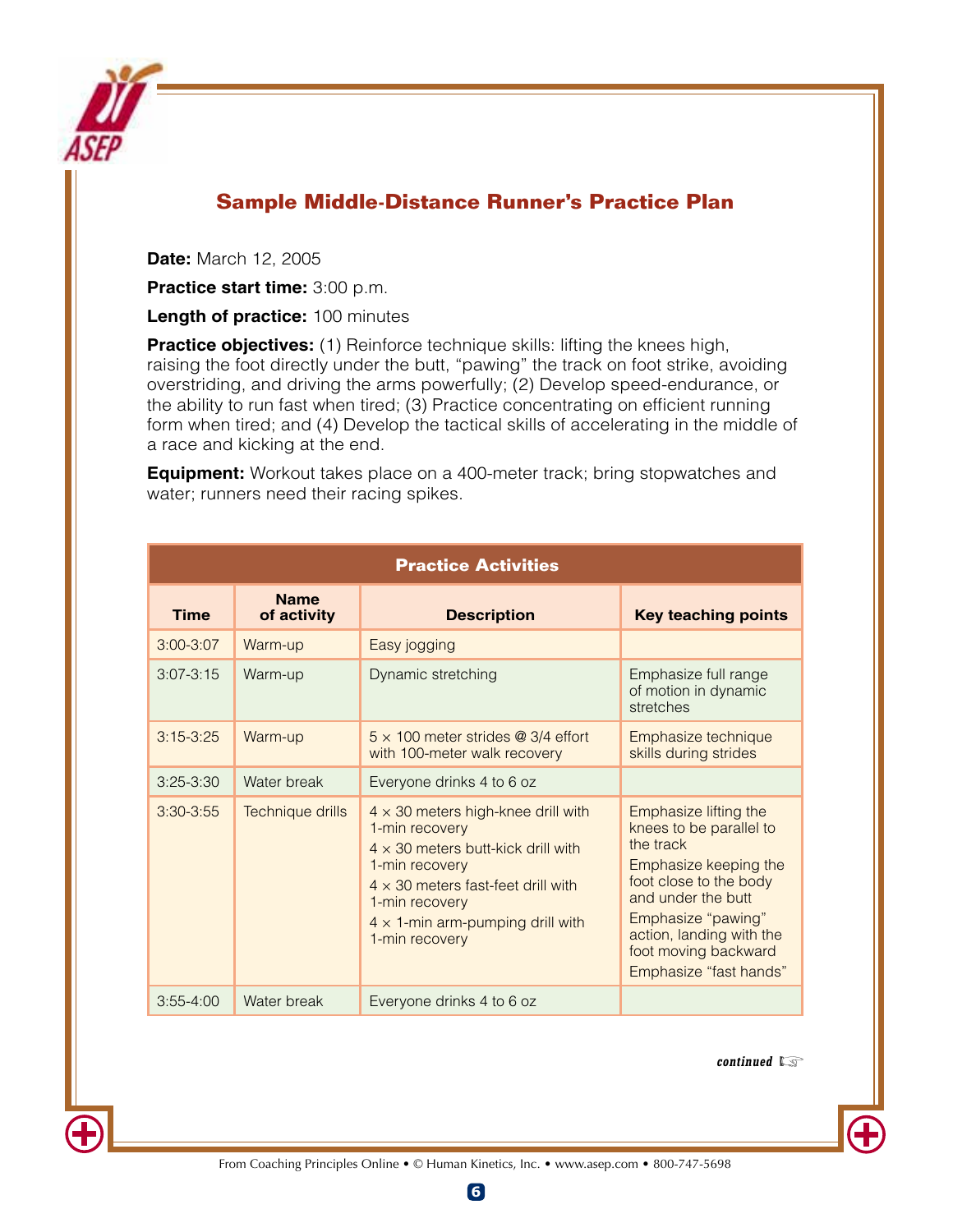## Sample Middle-Distance Runner's Practice Plan

**Date:** March 12, 2005

**Practice start time:** 3:00 p.m.

**Length of practice:** 100 minutes

**Practice objectives:** (1) Reinforce technique skills: lifting the knees high, raising the foot directly under the butt, "pawing" the track on foot strike, avoiding overstriding, and driving the arms powerfully; (2) Develop speed-endurance, or the ability to run fast when tired; (3) Practice concentrating on efficient running form when tired; and (4) Develop the tactical skills of accelerating in the middle of a race and kicking at the end.

**Equipment:** Workout takes place on a 400-meter track; bring stopwatches and water; runners need their racing spikes.

**Practice Activities**

| Time | Name of activity | Description | Key teaching points |
|---|---|---|---|
| 3:00-3:07 | Warm-up | Easy jogging | |
| 3:07-3:15 | Warm-up | Dynamic stretching | Emphasize full range of motion in dynamic stretches |
| 3:15-3:25 | Warm-up | 5 × 100 meter strides @ 3/4 effort with 100-meter walk recovery | Emphasize technique skills during strides |
| 3:25-3:30 | Water break | Everyone drinks 4 to 6 oz | |
| 3:30-3:55 | Technique drills | 4 × 30 meters high-knee drill with 1-min recovery<br>4 × 30 meters butt-kick drill with 1-min recovery<br>4 × 30 meters fast-feet drill with 1-min recovery<br>4 × 1-min arm-pumping drill with 1-min recovery | Emphasize lifting the knees to be parallel to the track<br>Emphasize keeping the foot close to the body and under the butt<br>Emphasize "pawing" action, landing with the foot moving backward<br>Emphasize "fast hands" |
| 3:55-4:00 | Water break | Everyone drinks 4 to 6 oz | |

*continued*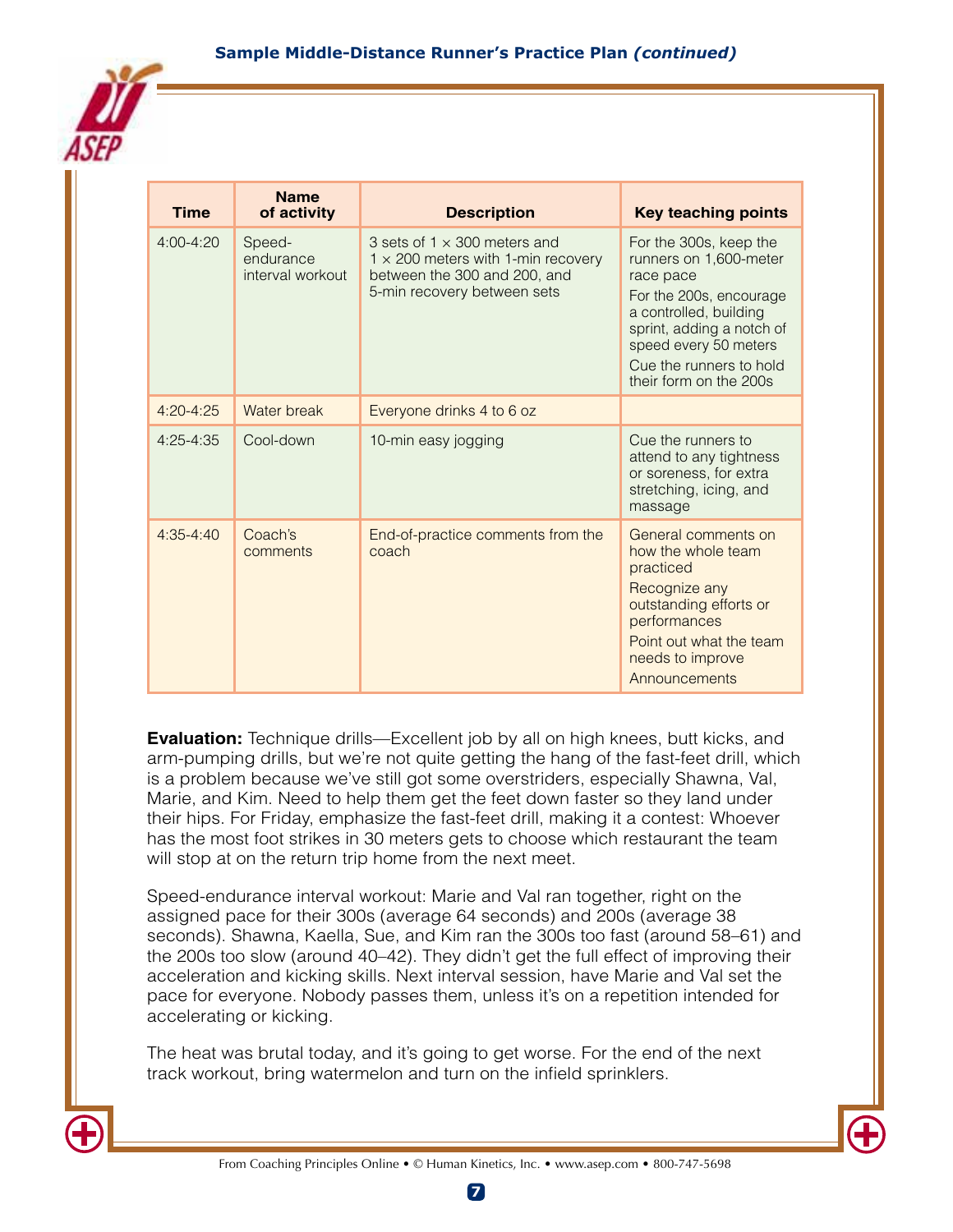## Sample Middle-Distance Runner's Practice Plan *(continued)*

| Time | Name of activity | Description | Key teaching points |
|---|---|---|---|
| 4:00-4:20 | Speed-endurance interval workout | 3 sets of 1 × 300 meters and 1 × 200 meters with 1-min recovery between the 300 and 200, and 5-min recovery between sets | For the 300s, keep the runners on 1,600-meter race pace<br>For the 200s, encourage a controlled, building sprint, adding a notch of speed every 50 meters<br>Cue the runners to hold their form on the 200s |
| 4:20-4:25 | Water break | Everyone drinks 4 to 6 oz | |
| 4:25-4:35 | Cool-down | 10-min easy jogging | Cue the runners to attend to any tightness or soreness, for extra stretching, icing, and massage |
| 4:35-4:40 | Coach's comments | End-of-practice comments from the coach | General comments on how the whole team practiced<br>Recognize any outstanding efforts or performances<br>Point out what the team needs to improve<br>Announcements |

**Evaluation:** Technique drills—Excellent job by all on high knees, butt kicks, and arm-pumping drills, but we're not quite getting the hang of the fast-feet drill, which is a problem because we've still got some overstriders, especially Shawna, Val, Marie, and Kim. Need to help them get the feet down faster so they land under their hips. For Friday, emphasize the fast-feet drill, making it a contest: Whoever has the most foot strikes in 30 meters gets to choose which restaurant the team will stop at on the return trip home from the next meet.

Speed-endurance interval workout: Marie and Val ran together, right on the assigned pace for their 300s (average 64 seconds) and 200s (average 38 seconds). Shawna, Kaella, Sue, and Kim ran the 300s too fast (around 58–61) and the 200s too slow (around 40–42). They didn't get the full effect of improving their acceleration and kicking skills. Next interval session, have Marie and Val set the pace for everyone. Nobody passes them, unless it's on a repetition intended for accelerating or kicking.

The heat was brutal today, and it's going to get worse. For the end of the next track workout, bring watermelon and turn on the infield sprinklers.

From Coaching Principles Online • © Human Kinetics, Inc. • www.asep.com • 800-747-5698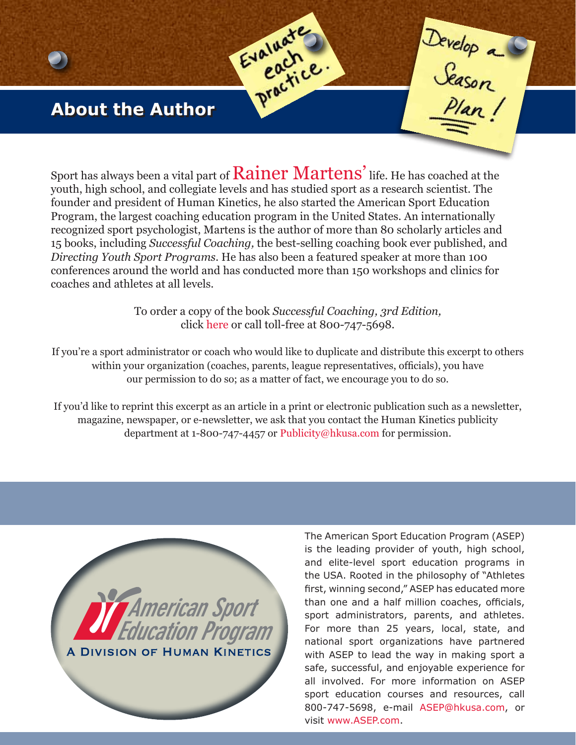Evaluate each practice.

Develop a Season Plan!

## About the Author

Sport has always been a vital part of Rainer Martens' life. He has coached at the youth, high school, and collegiate levels and has studied sport as a research scientist. The founder and president of Human Kinetics, he also started the American Sport Education Program, the largest coaching education program in the United States. An internationally recognized sport psychologist, Martens is the author of more than 80 scholarly articles and 15 books, including *Successful Coaching,* the best-selling coaching book ever published, and *Directing Youth Sport Programs*. He has also been a featured speaker at more than 100 conferences around the world and has conducted more than 150 workshops and clinics for coaches and athletes at all levels.

To order a copy of the book *Successful Coaching, 3rd Edition,* click here or call toll-free at 800-747-5698.

If you're a sport administrator or coach who would like to duplicate and distribute this excerpt to others within your organization (coaches, parents, league representatives, officials), you have our permission to do so; as a matter of fact, we encourage you to do so.

If you'd like to reprint this excerpt as an article in a print or electronic publication such as a newsletter, magazine, newspaper, or e-newsletter, we ask that you contact the Human Kinetics publicity department at 1-800-747-4457 or Publicity@hkusa.com for permission.

American Sport Education Program
A Division of Human Kinetics

The American Sport Education Program (ASEP) is the leading provider of youth, high school, and elite-level sport education programs in the USA. Rooted in the philosophy of "Athletes first, winning second," ASEP has educated more than one and a half million coaches, officials, sport administrators, parents, and athletes. For more than 25 years, local, state, and national sport organizations have partnered with ASEP to lead the way in making sport a safe, successful, and enjoyable experience for all involved. For more information on ASEP sport education courses and resources, call 800-747-5698, e-mail ASEP@hkusa.com, or visit www.ASEP.com.